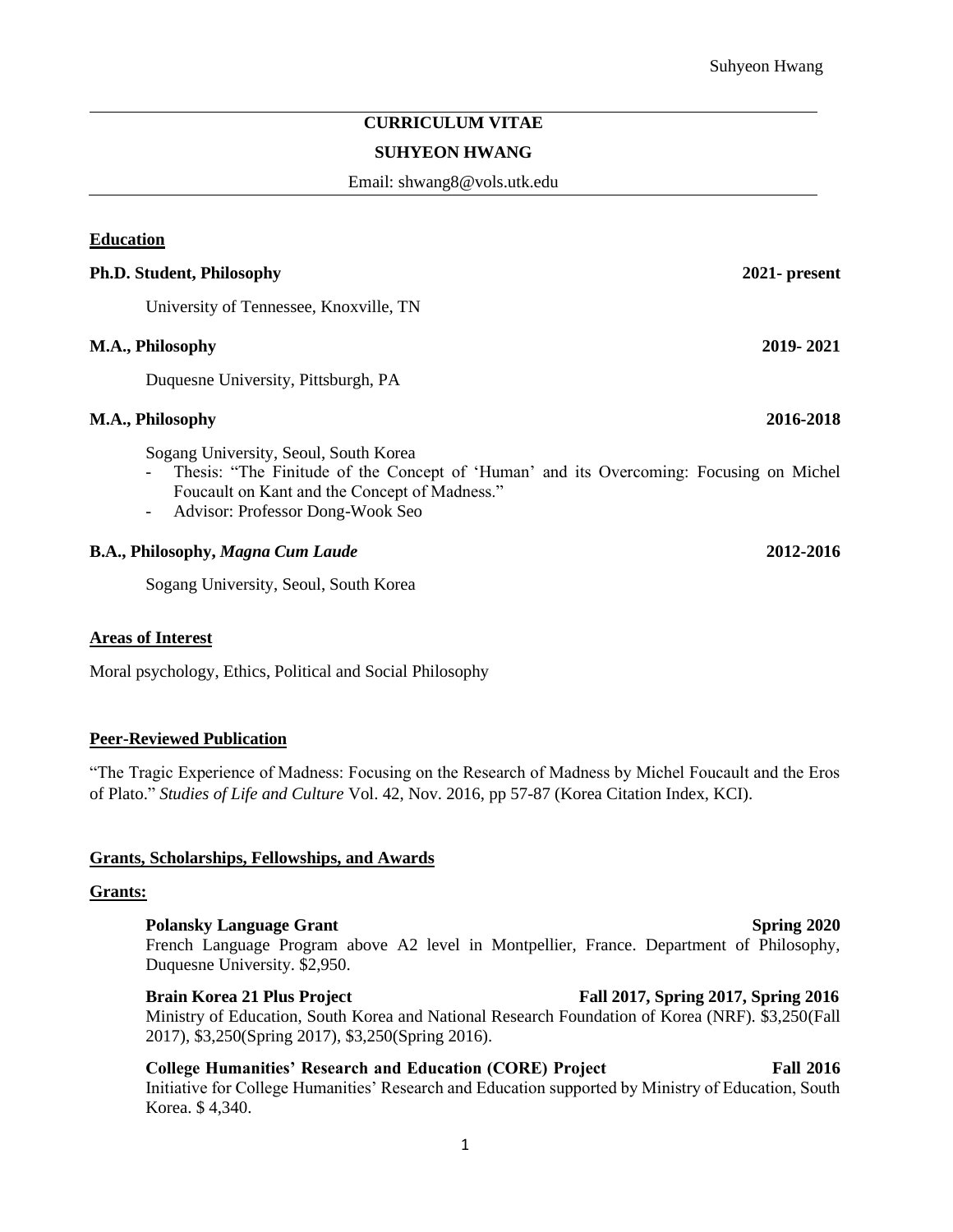# CURRICULUM VITAE

## SUHYEON HWANG

Email: shwang8@vols.utk.edu

---

### Education

**Ph.D. Student, Philosophy** **2021- present**

University of Tennessee, Knoxville, TN

**M.A., Philosophy** **2019- 2021**

Duquesne University, Pittsburgh, PA

**M.A., Philosophy** **2016-2018**

Sogang University, Seoul, South Korea
- Thesis: "The Finitude of the Concept of 'Human' and its Overcoming: Focusing on Michel Foucault on Kant and the Concept of Madness."
- Advisor: Professor Dong-Wook Seo

**B.A., Philosophy, *Magna Cum Laude*** **2012-2016**

Sogang University, Seoul, South Korea

### Areas of Interest

Moral psychology, Ethics, Political and Social Philosophy

### Peer-Reviewed Publication

"The Tragic Experience of Madness: Focusing on the Research of Madness by Michel Foucault and the Eros of Plato." *Studies of Life and Culture* Vol. 42, Nov. 2016, pp 57-87 (Korea Citation Index, KCI).

### Grants, Scholarships, Fellowships, and Awards

#### Grants:

**Polansky Language Grant** **Spring 2020**
French Language Program above A2 level in Montpellier, France. Department of Philosophy, Duquesne University. $2,950.

**Brain Korea 21 Plus Project** **Fall 2017, Spring 2017, Spring 2016**
Ministry of Education, South Korea and National Research Foundation of Korea (NRF). $3,250(Fall 2017), $3,250(Spring 2017), $3,250(Spring 2016).

**College Humanities' Research and Education (CORE) Project** **Fall 2016**
Initiative for College Humanities' Research and Education supported by Ministry of Education, South Korea. $ 4,340.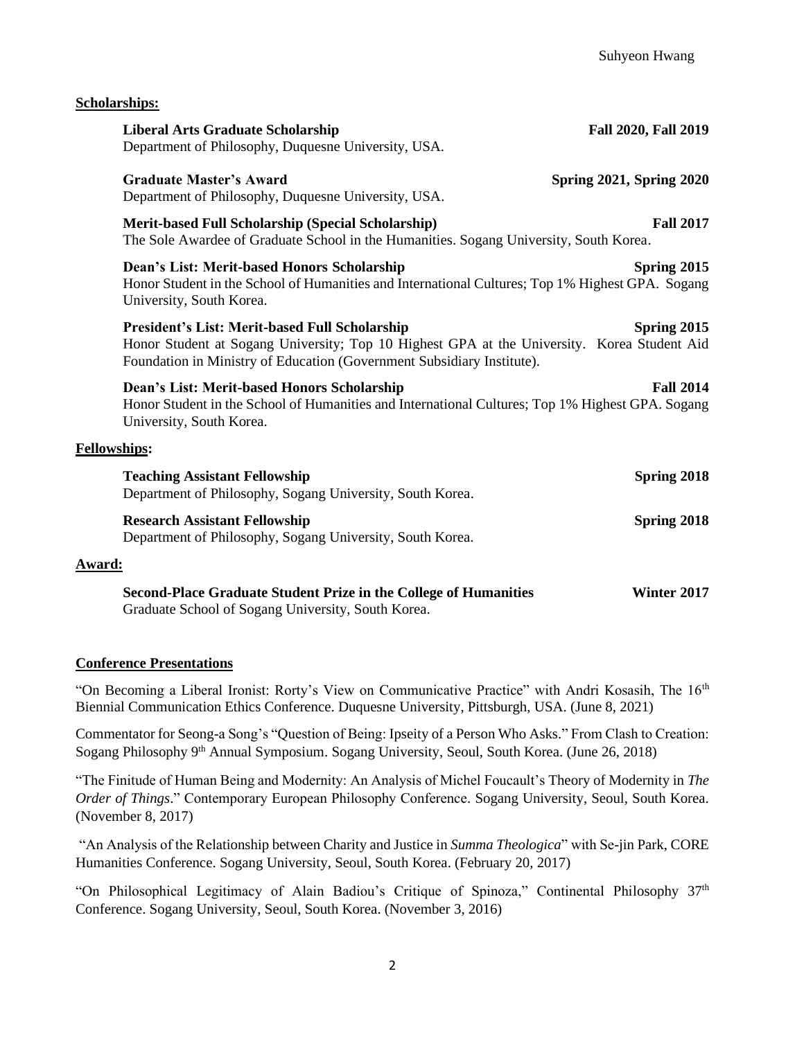## Scholarships:

**Liberal Arts Graduate Scholarship** **Fall 2020, Fall 2019**
Department of Philosophy, Duquesne University, USA.

**Graduate Master's Award** **Spring 2021, Spring 2020**
Department of Philosophy, Duquesne University, USA.

**Merit-based Full Scholarship (Special Scholarship)** **Fall 2017**
The Sole Awardee of Graduate School in the Humanities. Sogang University, South Korea.

**Dean's List: Merit-based Honors Scholarship** **Spring 2015**
Honor Student in the School of Humanities and International Cultures; Top 1% Highest GPA. Sogang University, South Korea.

**President's List: Merit-based Full Scholarship** **Spring 2015**
Honor Student at Sogang University; Top 10 Highest GPA at the University. Korea Student Aid Foundation in Ministry of Education (Government Subsidiary Institute).

**Dean's List: Merit-based Honors Scholarship** **Fall 2014**
Honor Student in the School of Humanities and International Cultures; Top 1% Highest GPA. Sogang University, South Korea.

## Fellowships:

**Teaching Assistant Fellowship** **Spring 2018**
Department of Philosophy, Sogang University, South Korea.

**Research Assistant Fellowship** **Spring 2018**
Department of Philosophy, Sogang University, South Korea.

## Award:

**Second-Place Graduate Student Prize in the College of Humanities** **Winter 2017**
Graduate School of Sogang University, South Korea.

## Conference Presentations

"On Becoming a Liberal Ironist: Rorty's View on Communicative Practice" with Andri Kosasih, The 16th Biennial Communication Ethics Conference. Duquesne University, Pittsburgh, USA. (June 8, 2021)

Commentator for Seong-a Song's "Question of Being: Ipseity of a Person Who Asks." From Clash to Creation: Sogang Philosophy 9th Annual Symposium. Sogang University, Seoul, South Korea. (June 26, 2018)

"The Finitude of Human Being and Modernity: An Analysis of Michel Foucault's Theory of Modernity in *The Order of Things*." Contemporary European Philosophy Conference. Sogang University, Seoul, South Korea. (November 8, 2017)

"An Analysis of the Relationship between Charity and Justice in *Summa Theologica*" with Se-jin Park, CORE Humanities Conference. Sogang University, Seoul, South Korea. (February 20, 2017)

"On Philosophical Legitimacy of Alain Badiou's Critique of Spinoza," Continental Philosophy 37th Conference. Sogang University, Seoul, South Korea. (November 3, 2016)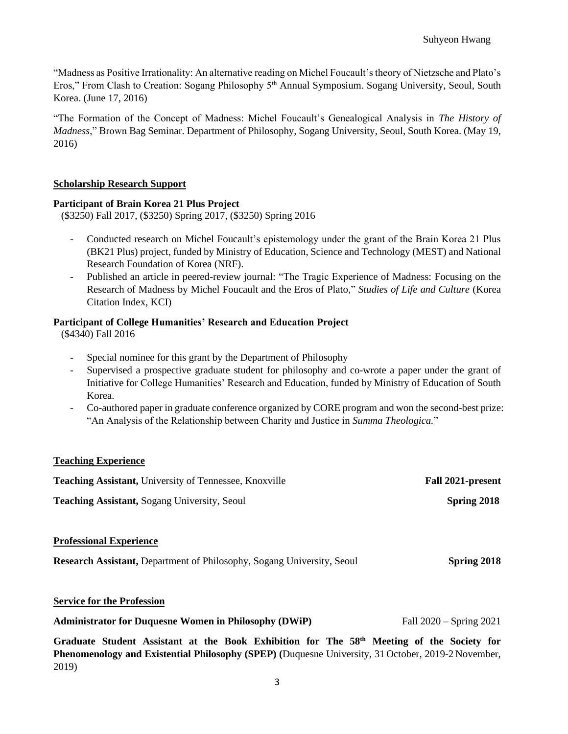"Madness as Positive Irrationality: An alternative reading on Michel Foucault's theory of Nietzsche and Plato's Eros," From Clash to Creation: Sogang Philosophy 5th Annual Symposium. Sogang University, Seoul, South Korea. (June 17, 2016)

"The Formation of the Concept of Madness: Michel Foucault's Genealogical Analysis in *The History of Madness*," Brown Bag Seminar. Department of Philosophy, Sogang University, Seoul, South Korea. (May 19, 2016)

## Scholarship Research Support

**Participant of Brain Korea 21 Plus Project**
($3250) Fall 2017, ($3250) Spring 2017, ($3250) Spring 2016

- Conducted research on Michel Foucault's epistemology under the grant of the Brain Korea 21 Plus (BK21 Plus) project, funded by Ministry of Education, Science and Technology (MEST) and National Research Foundation of Korea (NRF).
- Published an article in peered-review journal: "The Tragic Experience of Madness: Focusing on the Research of Madness by Michel Foucault and the Eros of Plato," *Studies of Life and Culture* (Korea Citation Index, KCI)

**Participant of College Humanities' Research and Education Project**
($4340) Fall 2016

- Special nominee for this grant by the Department of Philosophy
- Supervised a prospective graduate student for philosophy and co-wrote a paper under the grant of Initiative for College Humanities' Research and Education, funded by Ministry of Education of South Korea.
- Co-authored paper in graduate conference organized by CORE program and won the second-best prize: "An Analysis of the Relationship between Charity and Justice in *Summa Theologica.*"

## Teaching Experience

**Teaching Assistant,** University of Tennessee, Knoxville — **Fall 2021-present**

**Teaching Assistant,** Sogang University, Seoul — **Spring 2018**

## Professional Experience

**Research Assistant,** Department of Philosophy, Sogang University, Seoul — **Spring 2018**

## Service for the Profession

**Administrator for Duquesne Women in Philosophy (DWiP)** — Fall 2020 – Spring 2021

**Graduate Student Assistant at the Book Exhibition for The 58th Meeting of the Society for Phenomenology and Existential Philosophy (SPEP) (**Duquesne University, 31 October, 2019-2 November, 2019)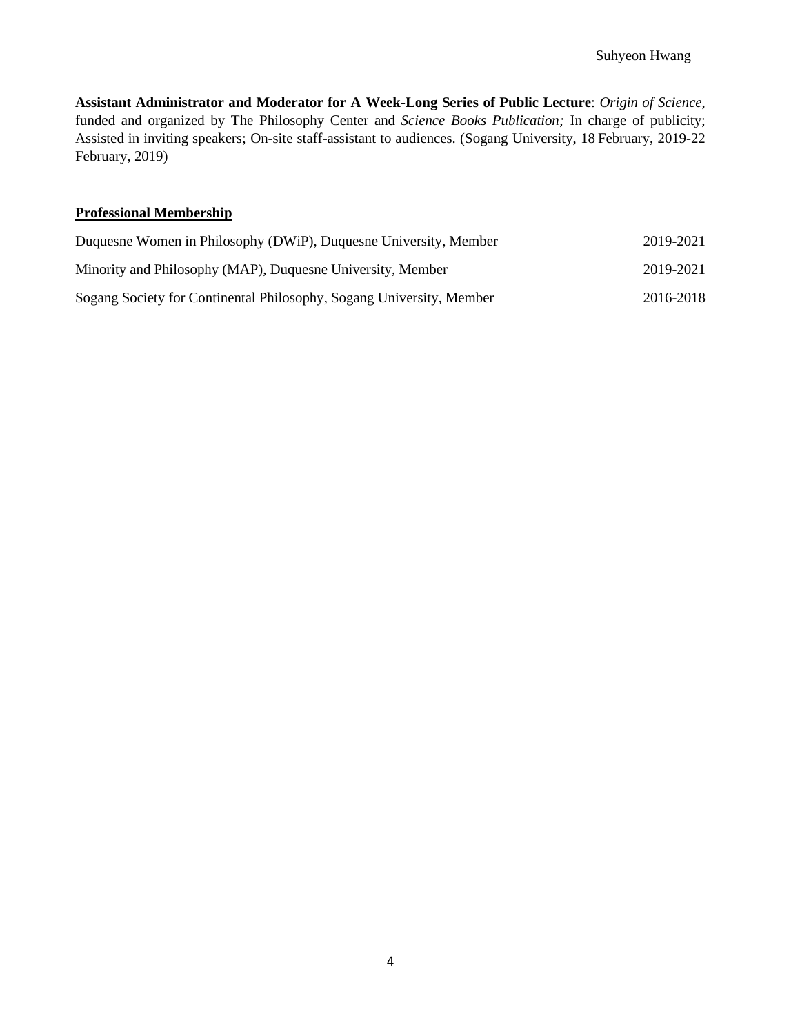**Assistant Administrator and Moderator for A Week-Long Series of Public Lecture**: *Origin of Science*, funded and organized by The Philosophy Center and *Science Books Publication;* In charge of publicity; Assisted in inviting speakers; On-site staff-assistant to audiences. (Sogang University, 18 February, 2019-22 February, 2019)

**Professional Membership**

| | |
|---|---|
| Duquesne Women in Philosophy (DWiP), Duquesne University, Member | 2019-2021 |
| Minority and Philosophy (MAP), Duquesne University, Member | 2019-2021 |
| Sogang Society for Continental Philosophy, Sogang University, Member | 2016-2018 |